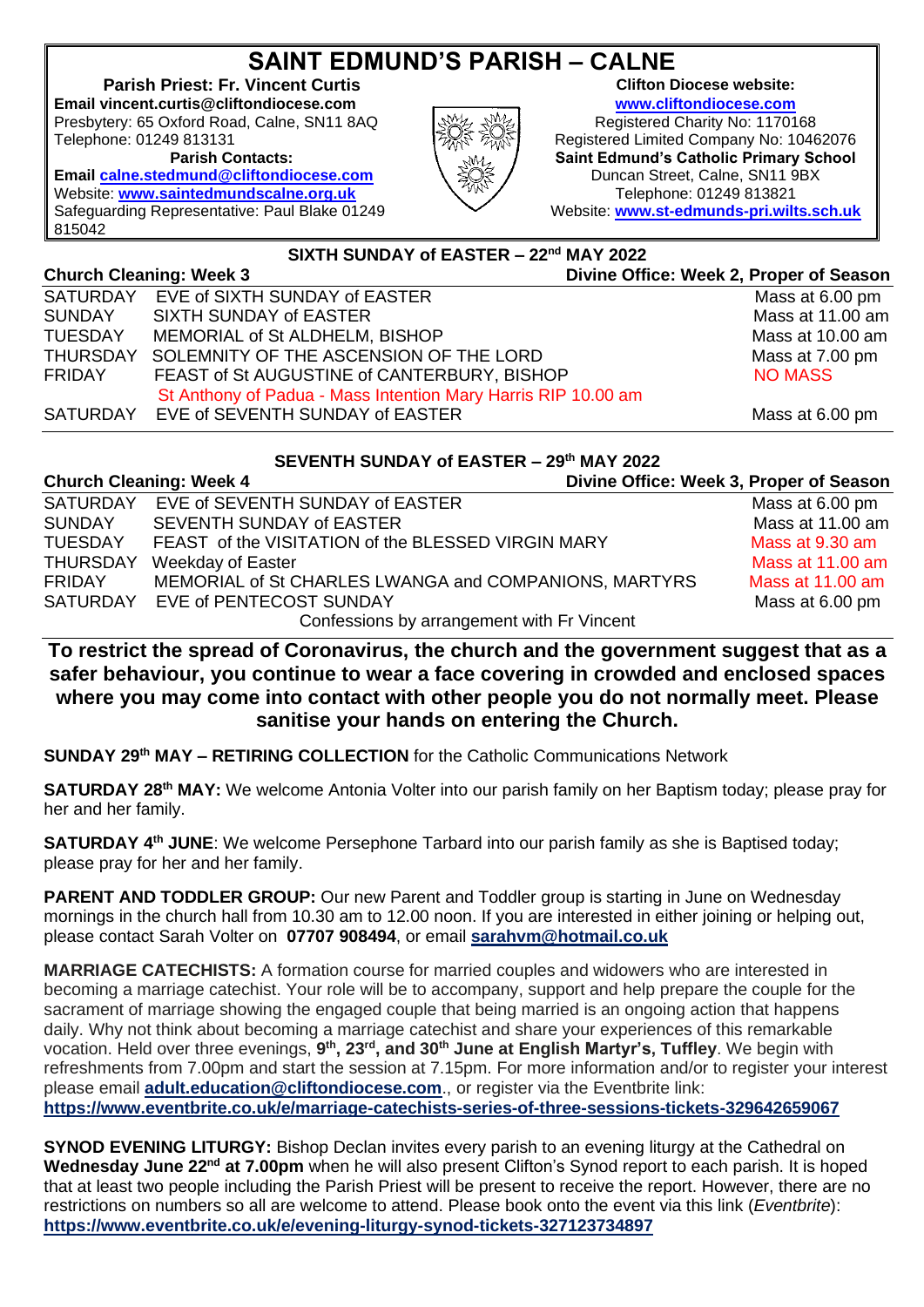# SAINT EDMUND'S PARISH – CALNE

**Parish Priest: Fr. Vincent Curtis**
**Email vincent.curtis@cliftondiocese.com**
Presbytery: 65 Oxford Road, Calne, SN11 8AQ
Telephone: 01249 813131
**Parish Contacts:**
**Email calne.stedmund@cliftondiocese.com**
Website: **www.saintedmundscalne.org.uk**
Safeguarding Representative: Paul Blake 01249 815042

**Clifton Diocese website:**
**www.cliftondiocese.com**
Registered Charity No: 1170168
Registered Limited Company No: 10462076
**Saint Edmund's Catholic Primary School**
Duncan Street, Calne, SN11 9BX
Telephone: 01249 813821
Website: **www.st-edmunds-pri.wilts.sch.uk**

## SIXTH SUNDAY of EASTER – 22nd MAY 2022

**Church Cleaning: Week 3** | **Divine Office: Week 2, Proper of Season**

| | | |
|---|---|---|
| SATURDAY | EVE of SIXTH SUNDAY of EASTER | Mass at 6.00 pm |
| SUNDAY | SIXTH SUNDAY of EASTER | Mass at 11.00 am |
| TUESDAY | MEMORIAL of St ALDHELM, BISHOP | Mass at 10.00 am |
| THURSDAY | SOLEMNITY OF THE ASCENSION OF THE LORD | Mass at 7.00 pm |
| FRIDAY | FEAST of St AUGUSTINE of CANTERBURY, BISHOP | NO MASS |
| | St Anthony of Padua - Mass Intention Mary Harris RIP 10.00 am | |
| SATURDAY | EVE of SEVENTH SUNDAY of EASTER | Mass at 6.00 pm |

## SEVENTH SUNDAY of EASTER – 29th MAY 2022

**Church Cleaning: Week 4** | **Divine Office: Week 3, Proper of Season**

| | | |
|---|---|---|
| SATURDAY | EVE of SEVENTH SUNDAY of EASTER | Mass at 6.00 pm |
| SUNDAY | SEVENTH SUNDAY of EASTER | Mass at 11.00 am |
| TUESDAY | FEAST of the VISITATION of the BLESSED VIRGIN MARY | Mass at 9.30 am |
| THURSDAY | Weekday of Easter | Mass at 11.00 am |
| FRIDAY | MEMORIAL of St CHARLES LWANGA and COMPANIONS, MARTYRS | Mass at 11.00 am |
| SATURDAY | EVE of PENTECOST SUNDAY | Mass at 6.00 pm |

Confessions by arrangement with Fr Vincent

**To restrict the spread of Coronavirus, the church and the government suggest that as a safer behaviour, you continue to wear a face covering in crowded and enclosed spaces where you may come into contact with other people you do not normally meet. Please sanitise your hands on entering the Church.**

**SUNDAY 29th MAY – RETIRING COLLECTION** for the Catholic Communications Network

**SATURDAY 28th MAY:** We welcome Antonia Volter into our parish family on her Baptism today; please pray for her and her family.

**SATURDAY 4th JUNE**: We welcome Persephone Tarbard into our parish family as she is Baptised today; please pray for her and her family.

**PARENT AND TODDLER GROUP:** Our new Parent and Toddler group is starting in June on Wednesday mornings in the church hall from 10.30 am to 12.00 noon. If you are interested in either joining or helping out, please contact Sarah Volter on **07707 908494**, or email **sarahvm@hotmail.co.uk**

**MARRIAGE CATECHISTS:** A formation course for married couples and widowers who are interested in becoming a marriage catechist. Your role will be to accompany, support and help prepare the couple for the sacrament of marriage showing the engaged couple that being married is an ongoing action that happens daily. Why not think about becoming a marriage catechist and share your experiences of this remarkable vocation. Held over three evenings, **9th, 23rd, and 30th June at English Martyr's, Tuffley**. We begin with refreshments from 7.00pm and start the session at 7.15pm. For more information and/or to register your interest please email **adult.education@cliftondiocese.com**., or register via the Eventbrite link: **https://www.eventbrite.co.uk/e/marriage-catechists-series-of-three-sessions-tickets-329642659067**

**SYNOD EVENING LITURGY:** Bishop Declan invites every parish to an evening liturgy at the Cathedral on **Wednesday June 22nd at 7.00pm** when he will also present Clifton's Synod report to each parish. It is hoped that at least two people including the Parish Priest will be present to receive the report. However, there are no restrictions on numbers so all are welcome to attend. Please book onto the event via this link (*Eventbrite*): **https://www.eventbrite.co.uk/e/evening-liturgy-synod-tickets-327123734897**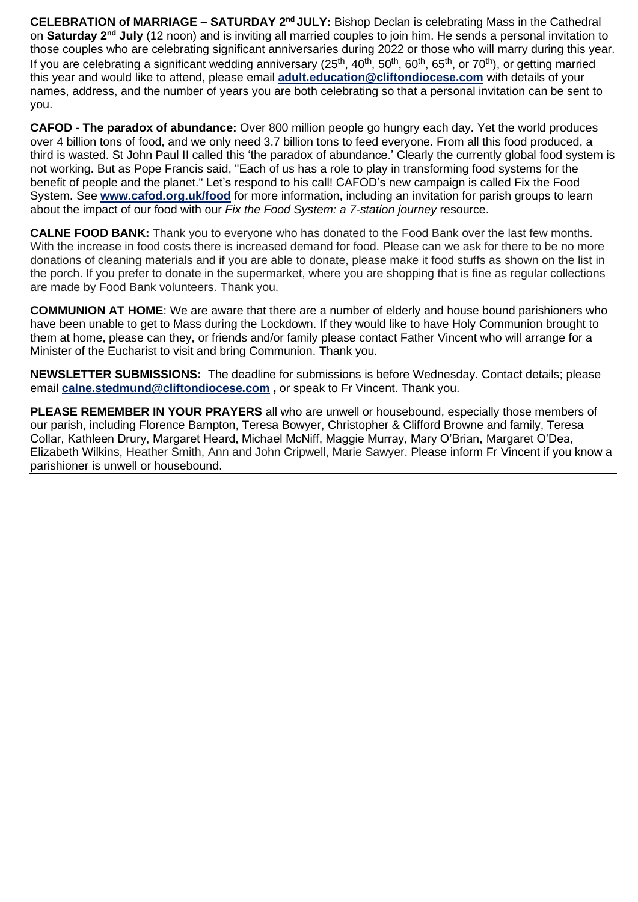**CELEBRATION of MARRIAGE – SATURDAY 2nd JULY:** Bishop Declan is celebrating Mass in the Cathedral on **Saturday 2nd July** (12 noon) and is inviting all married couples to join him. He sends a personal invitation to those couples who are celebrating significant anniversaries during 2022 or those who will marry during this year. If you are celebrating a significant wedding anniversary (25th, 40th, 50th, 60th, 65th, or 70th), or getting married this year and would like to attend, please email **adult.education@cliftondiocese.com** with details of your names, address, and the number of years you are both celebrating so that a personal invitation can be sent to you.

**CAFOD - The paradox of abundance:** Over 800 million people go hungry each day. Yet the world produces over 4 billion tons of food, and we only need 3.7 billion tons to feed everyone. From all this food produced, a third is wasted. St John Paul II called this 'the paradox of abundance.' Clearly the currently global food system is not working. But as Pope Francis said, "Each of us has a role to play in transforming food systems for the benefit of people and the planet." Let's respond to his call! CAFOD's new campaign is called Fix the Food System. See **www.cafod.org.uk/food** for more information, including an invitation for parish groups to learn about the impact of our food with our *Fix the Food System: a 7-station journey* resource.

**CALNE FOOD BANK:** Thank you to everyone who has donated to the Food Bank over the last few months. With the increase in food costs there is increased demand for food. Please can we ask for there to be no more donations of cleaning materials and if you are able to donate, please make it food stuffs as shown on the list in the porch. If you prefer to donate in the supermarket, where you are shopping that is fine as regular collections are made by Food Bank volunteers. Thank you.

**COMMUNION AT HOME**: We are aware that there are a number of elderly and house bound parishioners who have been unable to get to Mass during the Lockdown. If they would like to have Holy Communion brought to them at home, please can they, or friends and/or family please contact Father Vincent who will arrange for a Minister of the Eucharist to visit and bring Communion. Thank you.

**NEWSLETTER SUBMISSIONS:** The deadline for submissions is before Wednesday. Contact details; please email **calne.stedmund@cliftondiocese.com ,** or speak to Fr Vincent. Thank you.

**PLEASE REMEMBER IN YOUR PRAYERS** all who are unwell or housebound, especially those members of our parish, including Florence Bampton, Teresa Bowyer, Christopher & Clifford Browne and family, Teresa Collar, Kathleen Drury, Margaret Heard, Michael McNiff, Maggie Murray, Mary O'Brian, Margaret O'Dea, Elizabeth Wilkins, Heather Smith, Ann and John Cripwell, Marie Sawyer. Please inform Fr Vincent if you know a parishioner is unwell or housebound.